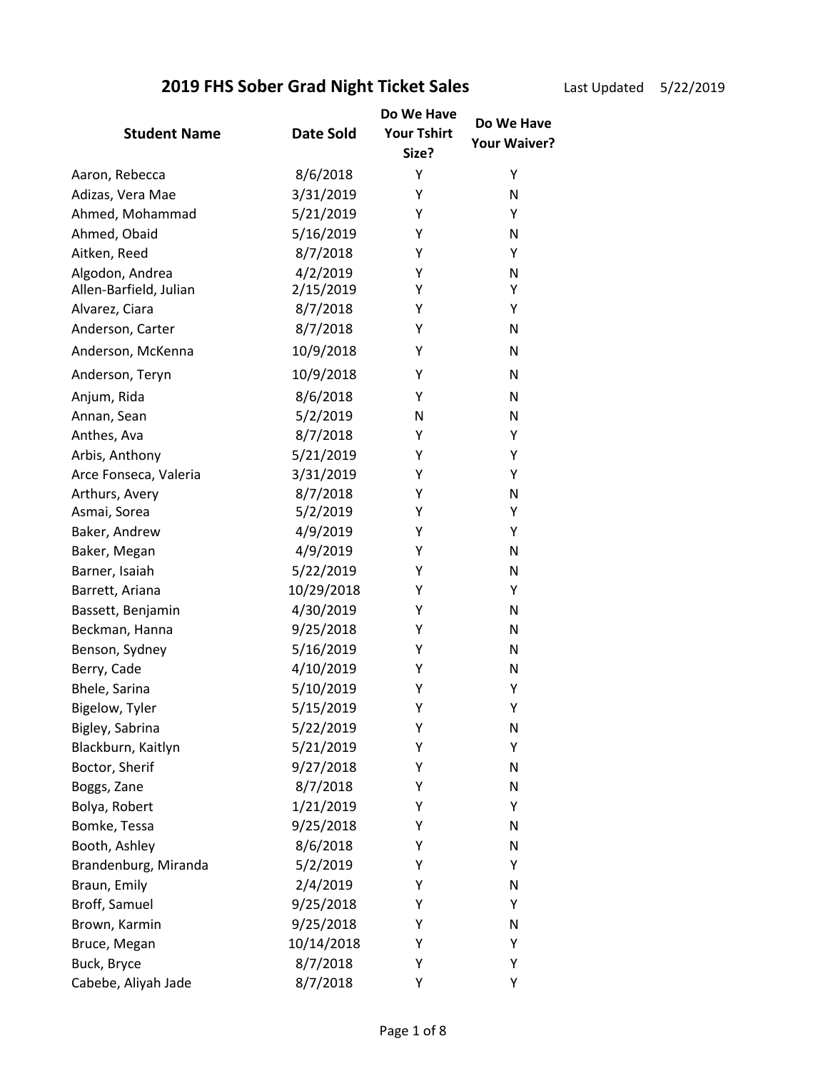## 2019 FHS Sober Grad Night Ticket Sales

Last Updated 5/22/2019

| Student Name | Date Sold | Do We Have Your Tshirt Size? | Do We Have Your Waiver? |
| --- | --- | --- | --- |
| Aaron, Rebecca | 8/6/2018 | Y | Y |
| Adizas, Vera Mae | 3/31/2019 | Y | N |
| Ahmed, Mohammad | 5/21/2019 | Y | Y |
| Ahmed, Obaid | 5/16/2019 | Y | N |
| Aitken, Reed | 8/7/2018 | Y | Y |
| Algodon, Andrea | 4/2/2019 | Y | N |
| Allen-Barfield, Julian | 2/15/2019 | Y | Y |
| Alvarez, Ciara | 8/7/2018 | Y | Y |
| Anderson, Carter | 8/7/2018 | Y | N |
| Anderson, McKenna | 10/9/2018 | Y | N |
| Anderson, Teryn | 10/9/2018 | Y | N |
| Anjum, Rida | 8/6/2018 | Y | N |
| Annan, Sean | 5/2/2019 | N | N |
| Anthes, Ava | 8/7/2018 | Y | Y |
| Arbis, Anthony | 5/21/2019 | Y | Y |
| Arce Fonseca, Valeria | 3/31/2019 | Y | Y |
| Arthurs, Avery | 8/7/2018 | Y | N |
| Asmai, Sorea | 5/2/2019 | Y | Y |
| Baker, Andrew | 4/9/2019 | Y | Y |
| Baker, Megan | 4/9/2019 | Y | N |
| Barner, Isaiah | 5/22/2019 | Y | N |
| Barrett, Ariana | 10/29/2018 | Y | Y |
| Bassett, Benjamin | 4/30/2019 | Y | N |
| Beckman, Hanna | 9/25/2018 | Y | N |
| Benson, Sydney | 5/16/2019 | Y | N |
| Berry, Cade | 4/10/2019 | Y | N |
| Bhele, Sarina | 5/10/2019 | Y | Y |
| Bigelow, Tyler | 5/15/2019 | Y | Y |
| Bigley, Sabrina | 5/22/2019 | Y | N |
| Blackburn, Kaitlyn | 5/21/2019 | Y | Y |
| Boctor, Sherif | 9/27/2018 | Y | N |
| Boggs, Zane | 8/7/2018 | Y | N |
| Bolya, Robert | 1/21/2019 | Y | Y |
| Bomke, Tessa | 9/25/2018 | Y | N |
| Booth, Ashley | 8/6/2018 | Y | N |
| Brandenburg, Miranda | 5/2/2019 | Y | Y |
| Braun, Emily | 2/4/2019 | Y | N |
| Broff, Samuel | 9/25/2018 | Y | Y |
| Brown, Karmin | 9/25/2018 | Y | N |
| Bruce, Megan | 10/14/2018 | Y | Y |
| Buck, Bryce | 8/7/2018 | Y | Y |
| Cabebe, Aliyah Jade | 8/7/2018 | Y | Y |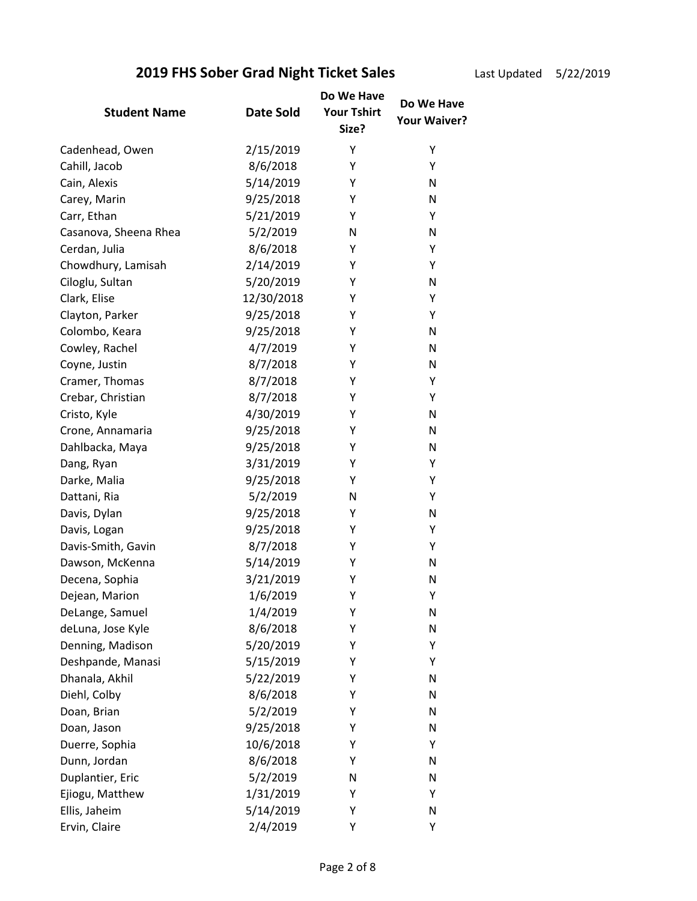# 2019 FHS Sober Grad Night Ticket Sales

Last Updated 5/22/2019

| Student Name | Date Sold | Do We Have Your Tshirt Size? | Do We Have Your Waiver? |
|---|---|---|---|
| Cadenhead, Owen | 2/15/2019 | Y | Y |
| Cahill, Jacob | 8/6/2018 | Y | Y |
| Cain, Alexis | 5/14/2019 | Y | N |
| Carey, Marin | 9/25/2018 | Y | N |
| Carr, Ethan | 5/21/2019 | Y | Y |
| Casanova, Sheena Rhea | 5/2/2019 | N | N |
| Cerdan, Julia | 8/6/2018 | Y | Y |
| Chowdhury, Lamisah | 2/14/2019 | Y | Y |
| Ciloglu, Sultan | 5/20/2019 | Y | N |
| Clark, Elise | 12/30/2018 | Y | Y |
| Clayton, Parker | 9/25/2018 | Y | Y |
| Colombo, Keara | 9/25/2018 | Y | N |
| Cowley, Rachel | 4/7/2019 | Y | N |
| Coyne, Justin | 8/7/2018 | Y | N |
| Cramer, Thomas | 8/7/2018 | Y | Y |
| Crebar, Christian | 8/7/2018 | Y | Y |
| Cristo, Kyle | 4/30/2019 | Y | N |
| Crone, Annamaria | 9/25/2018 | Y | N |
| Dahlbacka, Maya | 9/25/2018 | Y | N |
| Dang, Ryan | 3/31/2019 | Y | Y |
| Darke, Malia | 9/25/2018 | Y | Y |
| Dattani, Ria | 5/2/2019 | N | Y |
| Davis, Dylan | 9/25/2018 | Y | N |
| Davis, Logan | 9/25/2018 | Y | Y |
| Davis-Smith, Gavin | 8/7/2018 | Y | Y |
| Dawson, McKenna | 5/14/2019 | Y | N |
| Decena, Sophia | 3/21/2019 | Y | N |
| Dejean, Marion | 1/6/2019 | Y | Y |
| DeLange, Samuel | 1/4/2019 | Y | N |
| deLuna, Jose Kyle | 8/6/2018 | Y | N |
| Denning, Madison | 5/20/2019 | Y | Y |
| Deshpande, Manasi | 5/15/2019 | Y | Y |
| Dhanala, Akhil | 5/22/2019 | Y | N |
| Diehl, Colby | 8/6/2018 | Y | N |
| Doan, Brian | 5/2/2019 | Y | N |
| Doan, Jason | 9/25/2018 | Y | N |
| Duerre, Sophia | 10/6/2018 | Y | Y |
| Dunn, Jordan | 8/6/2018 | Y | N |
| Duplantier, Eric | 5/2/2019 | N | N |
| Ejiogu, Matthew | 1/31/2019 | Y | Y |
| Ellis, Jaheim | 5/14/2019 | Y | N |
| Ervin, Claire | 2/4/2019 | Y | Y |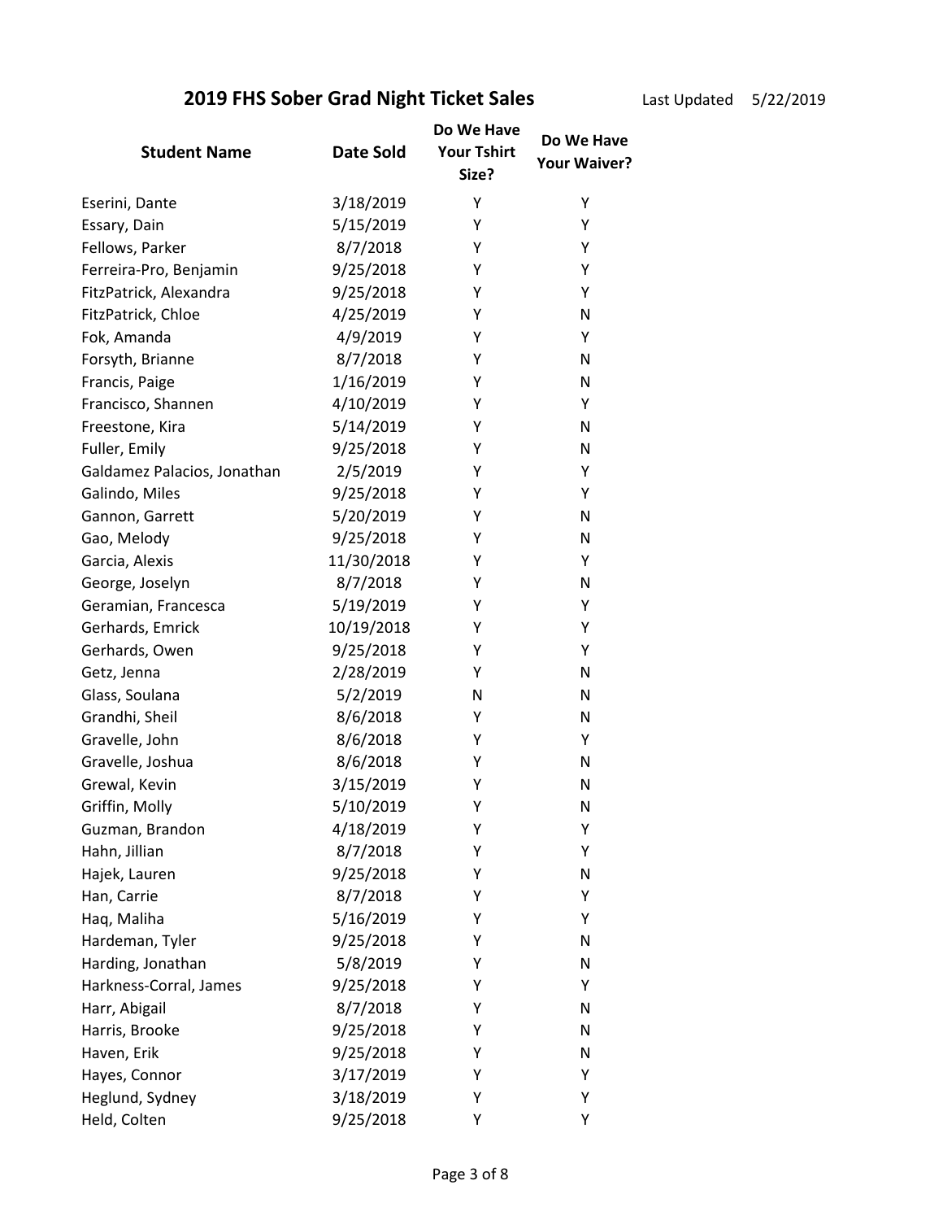# 2019 FHS Sober Grad Night Ticket Sales

Last Updated 5/22/2019

| Student Name | Date Sold | Do We Have Your Tshirt Size? | Do We Have Your Waiver? |
| --- | --- | --- | --- |
| Eserini, Dante | 3/18/2019 | Y | Y |
| Essary, Dain | 5/15/2019 | Y | Y |
| Fellows, Parker | 8/7/2018 | Y | Y |
| Ferreira-Pro, Benjamin | 9/25/2018 | Y | Y |
| FitzPatrick, Alexandra | 9/25/2018 | Y | Y |
| FitzPatrick, Chloe | 4/25/2019 | Y | N |
| Fok, Amanda | 4/9/2019 | Y | Y |
| Forsyth, Brianne | 8/7/2018 | Y | N |
| Francis, Paige | 1/16/2019 | Y | N |
| Francisco, Shannen | 4/10/2019 | Y | Y |
| Freestone, Kira | 5/14/2019 | Y | N |
| Fuller, Emily | 9/25/2018 | Y | N |
| Galdamez Palacios, Jonathan | 2/5/2019 | Y | Y |
| Galindo, Miles | 9/25/2018 | Y | Y |
| Gannon, Garrett | 5/20/2019 | Y | N |
| Gao, Melody | 9/25/2018 | Y | N |
| Garcia, Alexis | 11/30/2018 | Y | Y |
| George, Joselyn | 8/7/2018 | Y | N |
| Geramian, Francesca | 5/19/2019 | Y | Y |
| Gerhards, Emrick | 10/19/2018 | Y | Y |
| Gerhards, Owen | 9/25/2018 | Y | Y |
| Getz, Jenna | 2/28/2019 | Y | N |
| Glass, Soulana | 5/2/2019 | N | N |
| Grandhi, Sheil | 8/6/2018 | Y | N |
| Gravelle, John | 8/6/2018 | Y | Y |
| Gravelle, Joshua | 8/6/2018 | Y | N |
| Grewal, Kevin | 3/15/2019 | Y | N |
| Griffin, Molly | 5/10/2019 | Y | N |
| Guzman, Brandon | 4/18/2019 | Y | Y |
| Hahn, Jillian | 8/7/2018 | Y | Y |
| Hajek, Lauren | 9/25/2018 | Y | N |
| Han, Carrie | 8/7/2018 | Y | Y |
| Haq, Maliha | 5/16/2019 | Y | Y |
| Hardeman, Tyler | 9/25/2018 | Y | N |
| Harding, Jonathan | 5/8/2019 | Y | N |
| Harkness-Corral, James | 9/25/2018 | Y | Y |
| Harr, Abigail | 8/7/2018 | Y | N |
| Harris, Brooke | 9/25/2018 | Y | N |
| Haven, Erik | 9/25/2018 | Y | N |
| Hayes, Connor | 3/17/2019 | Y | Y |
| Heglund, Sydney | 3/18/2019 | Y | Y |
| Held, Colten | 9/25/2018 | Y | Y |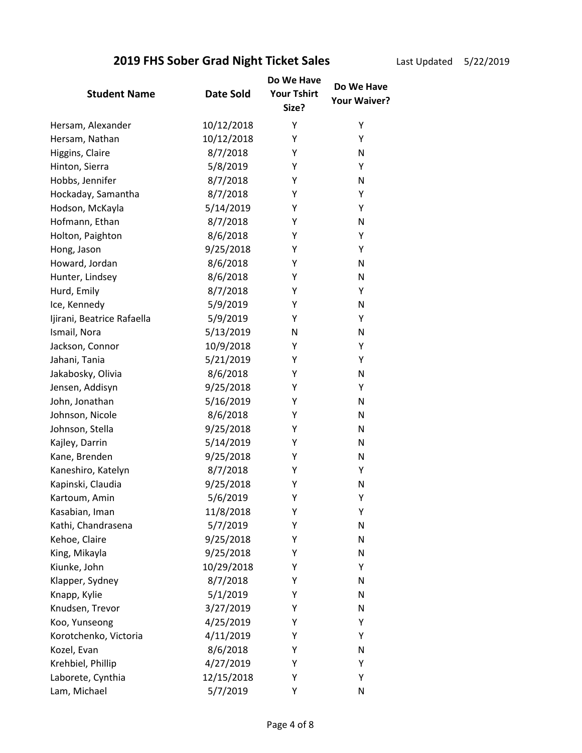## 2019 FHS Sober Grad Night Ticket Sales

Last Updated 5/22/2019

| Student Name | Date Sold | Do We Have Your Tshirt Size? | Do We Have Your Waiver? |
|---|---|---|---|
| Hersam, Alexander | 10/12/2018 | Y | Y |
| Hersam, Nathan | 10/12/2018 | Y | Y |
| Higgins, Claire | 8/7/2018 | Y | N |
| Hinton, Sierra | 5/8/2019 | Y | Y |
| Hobbs, Jennifer | 8/7/2018 | Y | N |
| Hockaday, Samantha | 8/7/2018 | Y | Y |
| Hodson, McKayla | 5/14/2019 | Y | Y |
| Hofmann, Ethan | 8/7/2018 | Y | N |
| Holton, Paighton | 8/6/2018 | Y | Y |
| Hong, Jason | 9/25/2018 | Y | Y |
| Howard, Jordan | 8/6/2018 | Y | N |
| Hunter, Lindsey | 8/6/2018 | Y | N |
| Hurd, Emily | 8/7/2018 | Y | Y |
| Ice, Kennedy | 5/9/2019 | Y | N |
| Ijirani, Beatrice Rafaella | 5/9/2019 | Y | Y |
| Ismail, Nora | 5/13/2019 | N | N |
| Jackson, Connor | 10/9/2018 | Y | Y |
| Jahani, Tania | 5/21/2019 | Y | Y |
| Jakabosky, Olivia | 8/6/2018 | Y | N |
| Jensen, Addisyn | 9/25/2018 | Y | Y |
| John, Jonathan | 5/16/2019 | Y | N |
| Johnson, Nicole | 8/6/2018 | Y | N |
| Johnson, Stella | 9/25/2018 | Y | N |
| Kajley, Darrin | 5/14/2019 | Y | N |
| Kane, Brenden | 9/25/2018 | Y | N |
| Kaneshiro, Katelyn | 8/7/2018 | Y | Y |
| Kapinski, Claudia | 9/25/2018 | Y | N |
| Kartoum, Amin | 5/6/2019 | Y | Y |
| Kasabian, Iman | 11/8/2018 | Y | Y |
| Kathi, Chandrasena | 5/7/2019 | Y | N |
| Kehoe, Claire | 9/25/2018 | Y | N |
| King, Mikayla | 9/25/2018 | Y | N |
| Kiunke, John | 10/29/2018 | Y | Y |
| Klapper, Sydney | 8/7/2018 | Y | N |
| Knapp, Kylie | 5/1/2019 | Y | N |
| Knudsen, Trevor | 3/27/2019 | Y | N |
| Koo, Yunseong | 4/25/2019 | Y | Y |
| Korotchenko, Victoria | 4/11/2019 | Y | Y |
| Kozel, Evan | 8/6/2018 | Y | N |
| Krehbiel, Phillip | 4/27/2019 | Y | Y |
| Laborete, Cynthia | 12/15/2018 | Y | Y |
| Lam, Michael | 5/7/2019 | Y | N |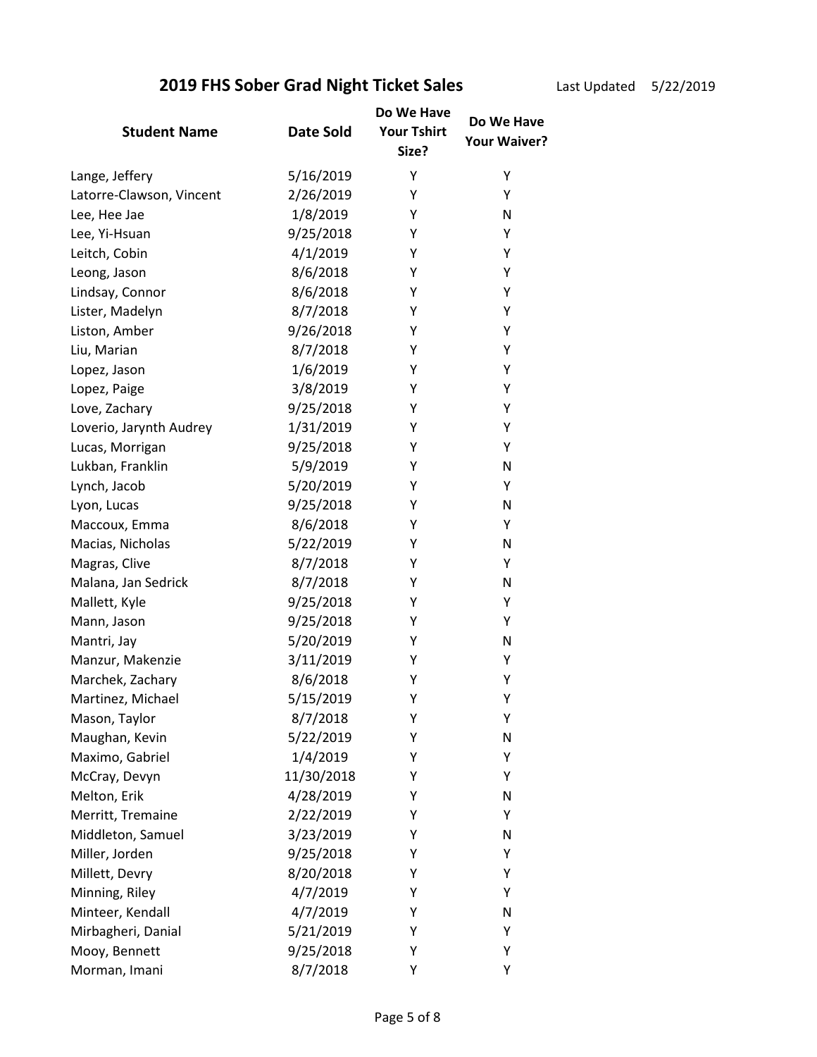## 2019 FHS Sober Grad Night Ticket Sales

Last Updated 5/22/2019

| Student Name | Date Sold | Do We Have Your Tshirt Size? | Do We Have Your Waiver? |
|---|---|---|---|
| Lange, Jeffery | 5/16/2019 | Y | Y |
| Latorre-Clawson, Vincent | 2/26/2019 | Y | Y |
| Lee, Hee Jae | 1/8/2019 | Y | N |
| Lee, Yi-Hsuan | 9/25/2018 | Y | Y |
| Leitch, Cobin | 4/1/2019 | Y | Y |
| Leong, Jason | 8/6/2018 | Y | Y |
| Lindsay, Connor | 8/6/2018 | Y | Y |
| Lister, Madelyn | 8/7/2018 | Y | Y |
| Liston, Amber | 9/26/2018 | Y | Y |
| Liu, Marian | 8/7/2018 | Y | Y |
| Lopez, Jason | 1/6/2019 | Y | Y |
| Lopez, Paige | 3/8/2019 | Y | Y |
| Love, Zachary | 9/25/2018 | Y | Y |
| Loverio, Jarynth Audrey | 1/31/2019 | Y | Y |
| Lucas, Morrigan | 9/25/2018 | Y | Y |
| Lukban, Franklin | 5/9/2019 | Y | N |
| Lynch, Jacob | 5/20/2019 | Y | Y |
| Lyon, Lucas | 9/25/2018 | Y | N |
| Maccoux, Emma | 8/6/2018 | Y | Y |
| Macias, Nicholas | 5/22/2019 | Y | N |
| Magras, Clive | 8/7/2018 | Y | Y |
| Malana, Jan Sedrick | 8/7/2018 | Y | N |
| Mallett, Kyle | 9/25/2018 | Y | Y |
| Mann, Jason | 9/25/2018 | Y | Y |
| Mantri, Jay | 5/20/2019 | Y | N |
| Manzur, Makenzie | 3/11/2019 | Y | Y |
| Marchek, Zachary | 8/6/2018 | Y | Y |
| Martinez, Michael | 5/15/2019 | Y | Y |
| Mason, Taylor | 8/7/2018 | Y | Y |
| Maughan, Kevin | 5/22/2019 | Y | N |
| Maximo, Gabriel | 1/4/2019 | Y | Y |
| McCray, Devyn | 11/30/2018 | Y | Y |
| Melton, Erik | 4/28/2019 | Y | N |
| Merritt, Tremaine | 2/22/2019 | Y | Y |
| Middleton, Samuel | 3/23/2019 | Y | N |
| Miller, Jorden | 9/25/2018 | Y | Y |
| Millett, Devry | 8/20/2018 | Y | Y |
| Minning, Riley | 4/7/2019 | Y | Y |
| Minteer, Kendall | 4/7/2019 | Y | N |
| Mirbagheri, Danial | 5/21/2019 | Y | Y |
| Mooy, Bennett | 9/25/2018 | Y | Y |
| Morman, Imani | 8/7/2018 | Y | Y |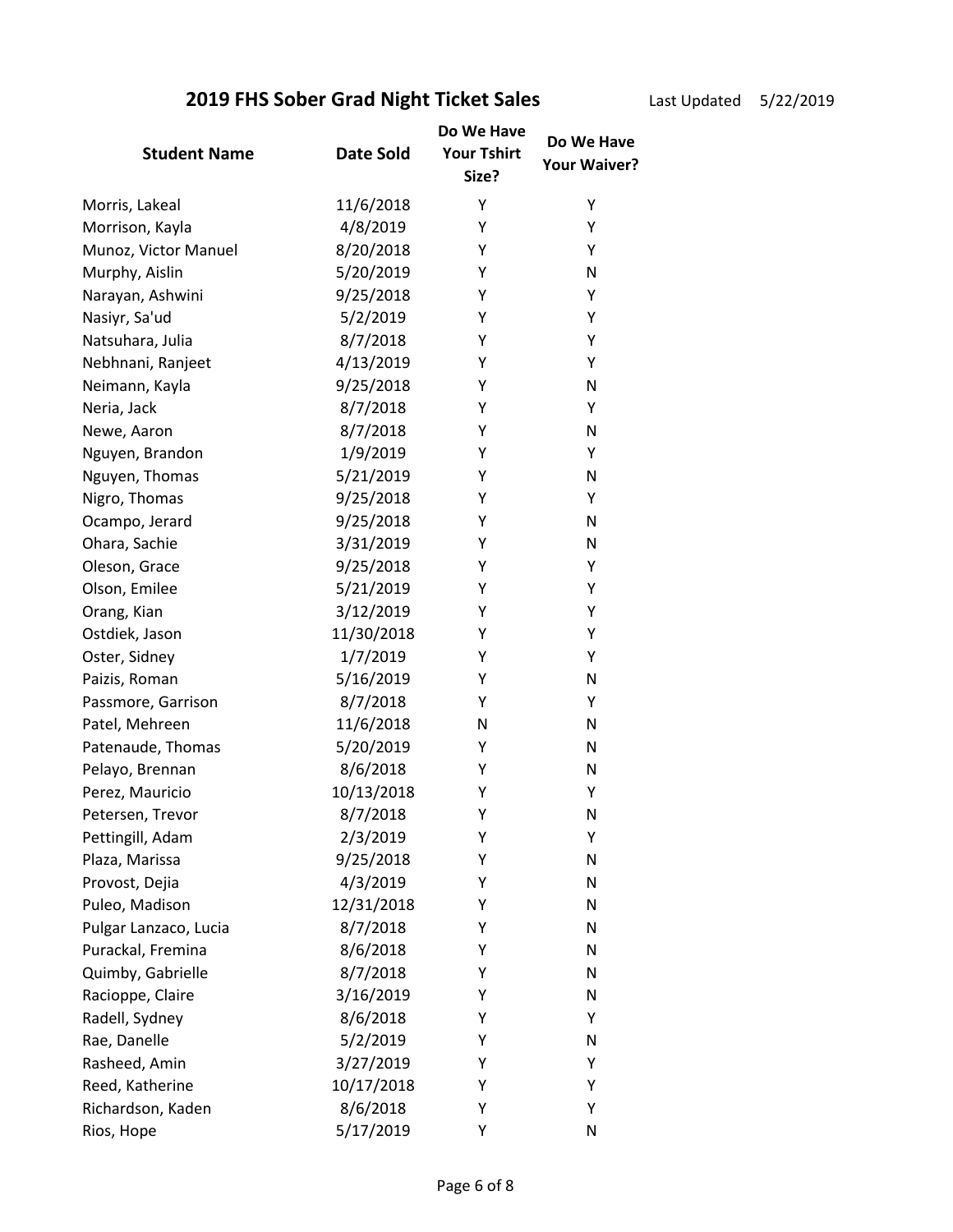## 2019 FHS Sober Grad Night Ticket Sales

Last Updated 5/22/2019

| Student Name | Date Sold | Do We Have Your Tshirt Size? | Do We Have Your Waiver? |
|---|---|---|---|
| Morris, Lakeal | 11/6/2018 | Y | Y |
| Morrison, Kayla | 4/8/2019 | Y | Y |
| Munoz, Victor Manuel | 8/20/2018 | Y | Y |
| Murphy, Aislin | 5/20/2019 | Y | N |
| Narayan, Ashwini | 9/25/2018 | Y | Y |
| Nasiyr, Sa'ud | 5/2/2019 | Y | Y |
| Natsuhara, Julia | 8/7/2018 | Y | Y |
| Nebhnani, Ranjeet | 4/13/2019 | Y | Y |
| Neimann, Kayla | 9/25/2018 | Y | N |
| Neria, Jack | 8/7/2018 | Y | Y |
| Newe, Aaron | 8/7/2018 | Y | N |
| Nguyen, Brandon | 1/9/2019 | Y | Y |
| Nguyen, Thomas | 5/21/2019 | Y | N |
| Nigro, Thomas | 9/25/2018 | Y | Y |
| Ocampo, Jerard | 9/25/2018 | Y | N |
| Ohara, Sachie | 3/31/2019 | Y | N |
| Oleson, Grace | 9/25/2018 | Y | Y |
| Olson, Emilee | 5/21/2019 | Y | Y |
| Orang, Kian | 3/12/2019 | Y | Y |
| Ostdiek, Jason | 11/30/2018 | Y | Y |
| Oster, Sidney | 1/7/2019 | Y | Y |
| Paizis, Roman | 5/16/2019 | Y | N |
| Passmore, Garrison | 8/7/2018 | Y | Y |
| Patel, Mehreen | 11/6/2018 | N | N |
| Patenaude, Thomas | 5/20/2019 | Y | N |
| Pelayo, Brennan | 8/6/2018 | Y | N |
| Perez, Mauricio | 10/13/2018 | Y | Y |
| Petersen, Trevor | 8/7/2018 | Y | N |
| Pettingill, Adam | 2/3/2019 | Y | Y |
| Plaza, Marissa | 9/25/2018 | Y | N |
| Provost, Dejia | 4/3/2019 | Y | N |
| Puleo, Madison | 12/31/2018 | Y | N |
| Pulgar Lanzaco, Lucia | 8/7/2018 | Y | N |
| Purackal, Fremina | 8/6/2018 | Y | N |
| Quimby, Gabrielle | 8/7/2018 | Y | N |
| Racioppe, Claire | 3/16/2019 | Y | N |
| Radell, Sydney | 8/6/2018 | Y | Y |
| Rae, Danelle | 5/2/2019 | Y | N |
| Rasheed, Amin | 3/27/2019 | Y | Y |
| Reed, Katherine | 10/17/2018 | Y | Y |
| Richardson, Kaden | 8/6/2018 | Y | Y |
| Rios, Hope | 5/17/2019 | Y | N |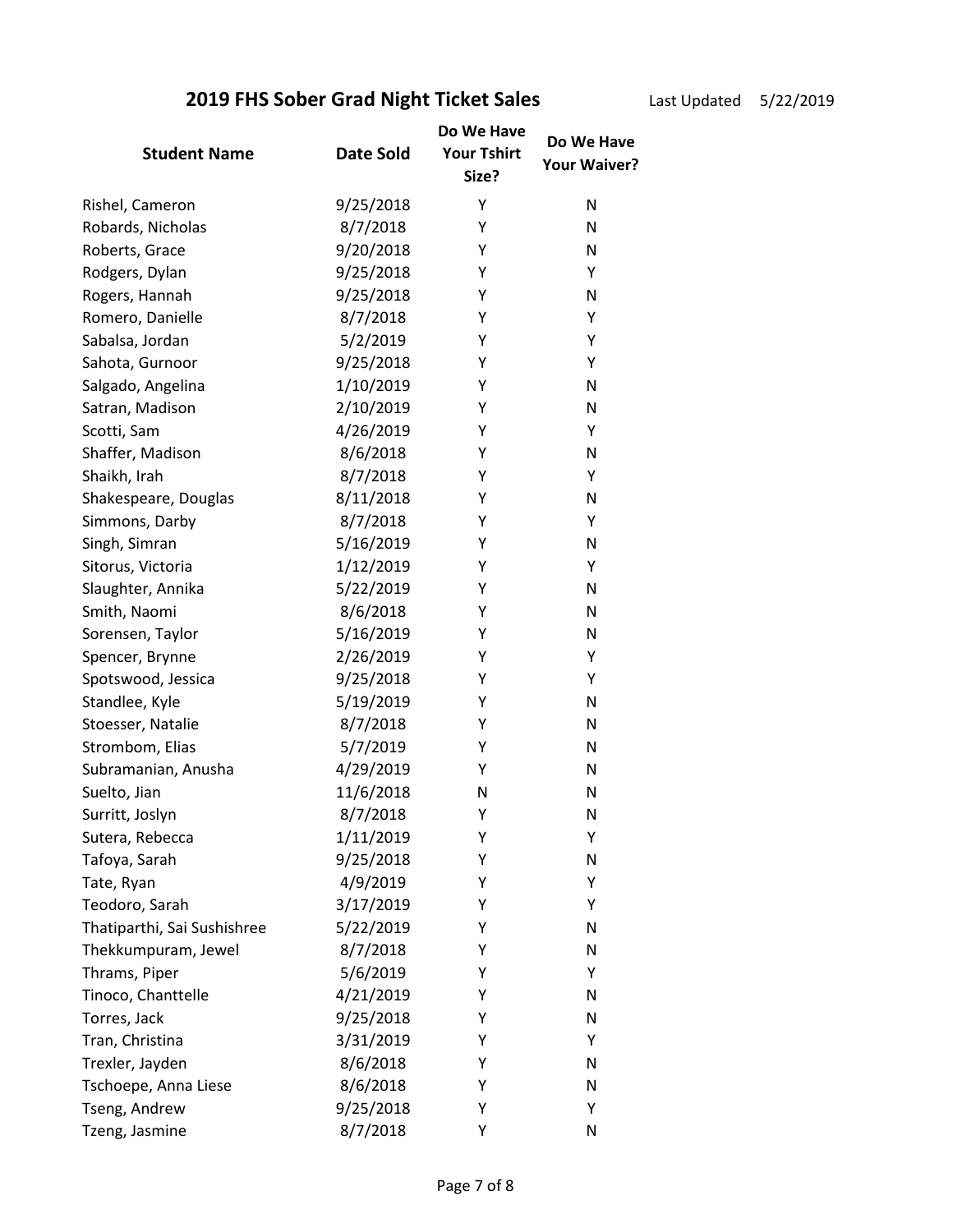## 2019 FHS Sober Grad Night Ticket Sales

Last Updated 5/22/2019

| Student Name | Date Sold | Do We Have Your Tshirt Size? | Do We Have Your Waiver? |
|---|---|---|---|
| Rishel, Cameron | 9/25/2018 | Y | N |
| Robards, Nicholas | 8/7/2018 | Y | N |
| Roberts, Grace | 9/20/2018 | Y | N |
| Rodgers, Dylan | 9/25/2018 | Y | Y |
| Rogers, Hannah | 9/25/2018 | Y | N |
| Romero, Danielle | 8/7/2018 | Y | Y |
| Sabalsa, Jordan | 5/2/2019 | Y | Y |
| Sahota, Gurnoor | 9/25/2018 | Y | Y |
| Salgado, Angelina | 1/10/2019 | Y | N |
| Satran, Madison | 2/10/2019 | Y | N |
| Scotti, Sam | 4/26/2019 | Y | Y |
| Shaffer, Madison | 8/6/2018 | Y | N |
| Shaikh, Irah | 8/7/2018 | Y | Y |
| Shakespeare, Douglas | 8/11/2018 | Y | N |
| Simmons, Darby | 8/7/2018 | Y | Y |
| Singh, Simran | 5/16/2019 | Y | N |
| Sitorus, Victoria | 1/12/2019 | Y | Y |
| Slaughter, Annika | 5/22/2019 | Y | N |
| Smith, Naomi | 8/6/2018 | Y | N |
| Sorensen, Taylor | 5/16/2019 | Y | N |
| Spencer, Brynne | 2/26/2019 | Y | Y |
| Spotswood, Jessica | 9/25/2018 | Y | Y |
| Standlee, Kyle | 5/19/2019 | Y | N |
| Stoesser, Natalie | 8/7/2018 | Y | N |
| Strombom, Elias | 5/7/2019 | Y | N |
| Subramanian, Anusha | 4/29/2019 | Y | N |
| Suelto, Jian | 11/6/2018 | N | N |
| Surritt, Joslyn | 8/7/2018 | Y | N |
| Sutera, Rebecca | 1/11/2019 | Y | Y |
| Tafoya, Sarah | 9/25/2018 | Y | N |
| Tate, Ryan | 4/9/2019 | Y | Y |
| Teodoro, Sarah | 3/17/2019 | Y | Y |
| Thatiparthi, Sai Sushishree | 5/22/2019 | Y | N |
| Thekkumpuram, Jewel | 8/7/2018 | Y | N |
| Thrams, Piper | 5/6/2019 | Y | Y |
| Tinoco, Chanttelle | 4/21/2019 | Y | N |
| Torres, Jack | 9/25/2018 | Y | N |
| Tran, Christina | 3/31/2019 | Y | Y |
| Trexler, Jayden | 8/6/2018 | Y | N |
| Tschoepe, Anna Liese | 8/6/2018 | Y | N |
| Tseng, Andrew | 9/25/2018 | Y | Y |
| Tzeng, Jasmine | 8/7/2018 | Y | N |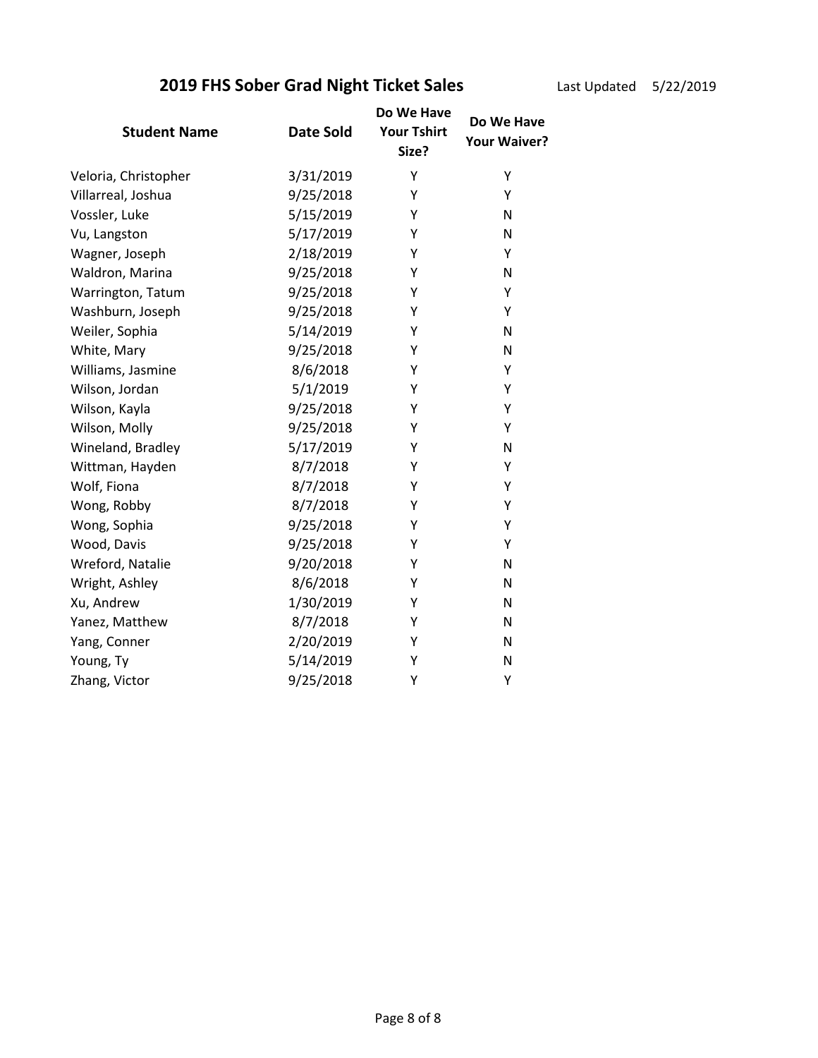# 2019 FHS Sober Grad Night Ticket Sales

Last Updated 5/22/2019

| Student Name | Date Sold | Do We Have Your Tshirt Size? | Do We Have Your Waiver? |
|---|---|---|---|
| Veloria, Christopher | 3/31/2019 | Y | Y |
| Villarreal, Joshua | 9/25/2018 | Y | Y |
| Vossler, Luke | 5/15/2019 | Y | N |
| Vu, Langston | 5/17/2019 | Y | N |
| Wagner, Joseph | 2/18/2019 | Y | Y |
| Waldron, Marina | 9/25/2018 | Y | N |
| Warrington, Tatum | 9/25/2018 | Y | Y |
| Washburn, Joseph | 9/25/2018 | Y | Y |
| Weiler, Sophia | 5/14/2019 | Y | N |
| White, Mary | 9/25/2018 | Y | N |
| Williams, Jasmine | 8/6/2018 | Y | Y |
| Wilson, Jordan | 5/1/2019 | Y | Y |
| Wilson, Kayla | 9/25/2018 | Y | Y |
| Wilson, Molly | 9/25/2018 | Y | Y |
| Wineland, Bradley | 5/17/2019 | Y | N |
| Wittman, Hayden | 8/7/2018 | Y | Y |
| Wolf, Fiona | 8/7/2018 | Y | Y |
| Wong, Robby | 8/7/2018 | Y | Y |
| Wong, Sophia | 9/25/2018 | Y | Y |
| Wood, Davis | 9/25/2018 | Y | Y |
| Wreford, Natalie | 9/20/2018 | Y | N |
| Wright, Ashley | 8/6/2018 | Y | N |
| Xu, Andrew | 1/30/2019 | Y | N |
| Yanez, Matthew | 8/7/2018 | Y | N |
| Yang, Conner | 2/20/2019 | Y | N |
| Young, Ty | 5/14/2019 | Y | N |
| Zhang, Victor | 9/25/2018 | Y | Y |